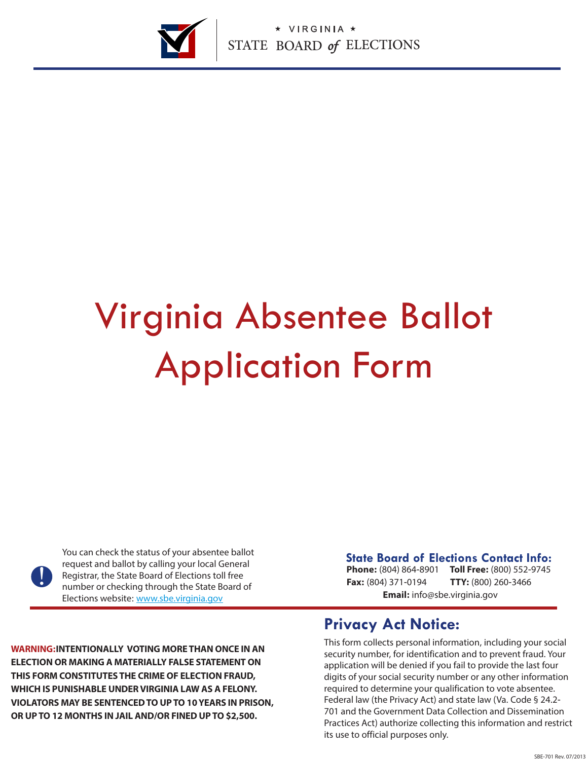★ VIRGINIA ★
STATE BOARD *of* ELECTIONS

# Virginia Absentee Ballot Application Form

You can check the status of your absentee ballot request and ballot by calling your local General Registrar, the State Board of Elections toll free number or checking through the State Board of Elections website: [www.sbe.virginia.gov](http://www.sbe.virginia.gov)

### State Board of Elections Contact Info:

**Phone:** (804) 864-8901 **Toll Free:** (800) 552-9745
**Fax:** (804) 371-0194 **TTY:** (800) 260-3466
**Email:** info@sbe.virginia.gov

**WARNING: INTENTIONALLY VOTING MORE THAN ONCE IN AN ELECTION OR MAKING A MATERIALLY FALSE STATEMENT ON THIS FORM CONSTITUTES THE CRIME OF ELECTION FRAUD, WHICH IS PUNISHABLE UNDER VIRGINIA LAW AS A FELONY. VIOLATORS MAY BE SENTENCED TO UP TO 10 YEARS IN PRISON, OR UP TO 12 MONTHS IN JAIL AND/OR FINED UP TO $2,500.**

## Privacy Act Notice:

This form collects personal information, including your social security number, for identification and to prevent fraud. Your application will be denied if you fail to provide the last four digits of your social security number or any other information required to determine your qualification to vote absentee. Federal law (the Privacy Act) and state law (Va. Code § 24.2-701 and the Government Data Collection and Dissemination Practices Act) authorize collecting this information and restrict its use to official purposes only.

SBE-701 Rev. 07/2013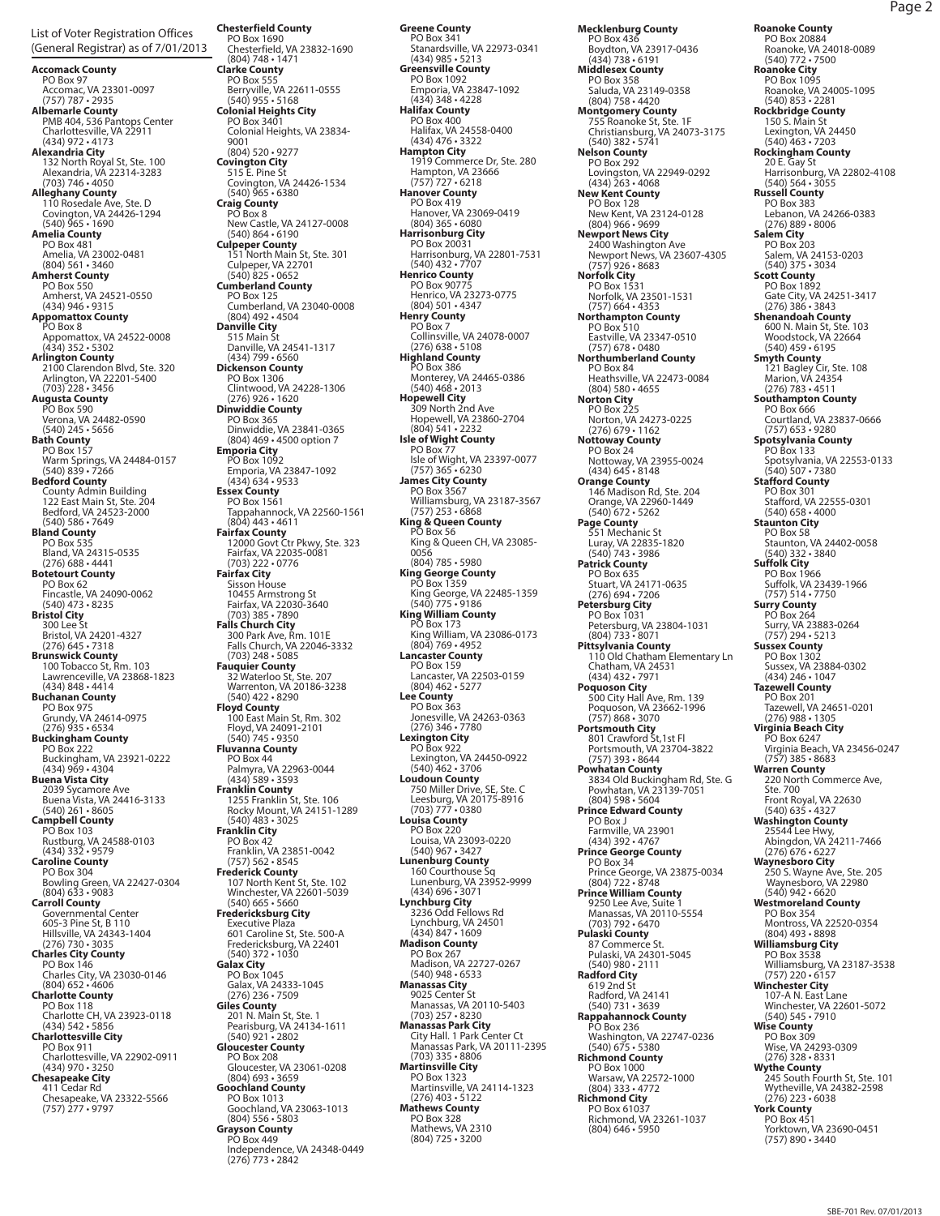List of Voter Registration Offices (General Registrar) as of 7/01/2013

**Accomack County**
PO Box 97
Accomac, VA 23301-0097
(757) 787 • 2935

**Albemarle County**
PMB 404, 536 Pantops Center
Charlottesville, VA 22911
(434) 972 • 4173

**Alexandria City**
132 North Royal St, Ste. 100
Alexandria, VA 22314-3283
(703) 746 • 4050

**Alleghany County**
110 Rosedale Ave, Ste. D
Covington, VA 24426-1294
(540) 965 • 1690

**Amelia County**
PO Box 481
Amelia, VA 23002-0481
(804) 561 • 3460

**Amherst County**
PO Box 550
Amherst, VA 24521-0550
(434) 946 • 9315

**Appomattox County**
PO Box 8
Appomattox, VA 24522-0008
(434) 352 • 5302

**Arlington County**
2100 Clarendon Blvd, Ste. 320
Arlington, VA 22201-5400
(703) 228 • 3456

**Augusta County**
PO Box 590
Verona, VA 24482-0590
(540) 245 • 5656

**Bath County**
PO Box 157
Warm Springs, VA 24484-0157
(540) 839 • 7266

**Bedford County**
County Admin Building
122 East Main St, Ste. 204
Bedford, VA 24523-2000
(540) 586 • 7649

**Bland County**
PO Box 535
Bland, VA 24315-0535
(276) 688 • 4441

**Botetourt County**
PO Box 62
Fincastle, VA 24090-0062
(540) 473 • 8235

**Bristol City**
300 Lee St
Bristol, VA 24201-4327
(276) 645 • 7318

**Brunswick County**
100 Tobacco St, Rm. 103
Lawrenceville, VA 23868-1823
(434) 848 • 4414

**Buchanan County**
PO Box 975
Grundy, VA 24614-0975
(276) 935 • 6534

**Buckingham County**
PO Box 222
Buckingham, VA 23921-0222
(434) 969 • 4304

**Buena Vista City**
2039 Sycamore Ave
Buena Vista, VA 24416-3133
(540) 261 • 8605

**Campbell County**
PO Box 103
Rustburg, VA 24588-0103
(434) 332 • 9579

**Caroline County**
PO Box 304
Bowling Green, VA 22427-0304
(804) 633 • 9083

**Carroll County**
Governmental Center
605-3 Pine St, B 110
Hillsville, VA 24343-1404
(276) 730 • 3035

**Charles City County**
PO Box 146
Charles City, VA 23030-0146
(804) 652 • 4606

**Charlotte County**
PO Box 118
Charlotte CH, VA 23923-0118
(434) 542 • 5856

**Charlottesville City**
PO Box 911
Charlottesville, VA 22902-0911
(434) 970 • 3250

**Chesapeake City**
411 Cedar Rd
Chesapeake, VA 23322-5566
(757) 277 • 9797

**Chesterfield County**
PO Box 1690
Chesterfield, VA 23832-1690
(804) 748 • 1471

**Clarke County**
PO Box 555
Berryville, VA 22611-0555
(540) 955 • 5168

**Colonial Heights City**
PO Box 3401
Colonial Heights, VA 23834-9001
(804) 520 • 9277

**Covington City**
515 E. Pine St
Covington, VA 24426-1534
(540) 965 • 6380

**Craig County**
PO Box 8
New Castle, VA 24127-0008
(540) 864 • 6190

**Culpeper County**
151 North Main St, Ste. 301
Culpeper, VA 22701
(540) 825 • 0652

**Cumberland County**
PO Box 125
Cumberland, VA 23040-0008
(804) 492 • 4504

**Danville City**
515 Main St
Danville, VA 24541-1317
(434) 799 • 6560

**Dickenson County**
PO Box 1306
Clintwood, VA 24228-1306
(276) 926 • 1620

**Dinwiddie County**
PO Box 365
Dinwiddie, VA 23841-0365
(804) 469 • 4500 option 7

**Emporia City**
PO Box 1092
Emporia, VA 23847-1092
(434) 634 • 9533

**Essex County**
PO Box 1561
Tappahannock, VA 22560-1561
(804) 443 • 4611

**Fairfax County**
12000 Govt Ctr Pkwy, Ste. 323
Fairfax, VA 22035-0081
(703) 222 • 0776

**Fairfax City**
Sisson House
10455 Armstrong St
Fairfax, VA 22030-3640
(703) 385 • 7890

**Falls Church City**
300 Park Ave, Rm. 101E
Falls Church, VA 22046-3332
(703) 248 • 5085

**Fauquier County**
32 Waterloo St, Ste. 207
Warrenton, VA 20186-3238
(540) 422 • 8290

**Floyd County**
100 East Main St, Rm. 302
Floyd, VA 24091-2101
(540) 745 • 9350

**Fluvanna County**
PO Box 44
Palmyra, VA 22963-0044
(434) 589 • 3593

**Franklin County**
1255 Franklin St, Ste. 106
Rocky Mount, VA 24151-1289
(540) 483 • 3025

**Franklin City**
PO Box 42
Franklin, VA 23851-0042
(757) 562 • 8545

**Frederick County**
107 North Kent St, Ste. 102
Winchester, VA 22601-5039
(540) 665 • 5660

**Fredericksburg City**
Executive Plaza
601 Caroline St, Ste. 500-A
Fredericksburg, VA 22401
(540) 372 • 1030

**Galax City**
PO Box 1045
Galax, VA 24333-1045
(276) 236 • 7509

**Giles County**
201 N. Main St, Ste. 1
Pearisburg, VA 24134-1611
(540) 921 • 2802

**Gloucester County**
PO Box 208
Gloucester, VA 23061-0208
(804) 693 • 3659

**Goochland County**
PO Box 1013
Goochland, VA 23063-1013
(804) 556 • 5803

**Grayson County**
PO Box 449
Independence, VA 24348-0449
(276) 773 • 2842

**Greene County**
PO Box 341
Stanardsville, VA 22973-0341
(434) 985 • 5213

**Greensville County**
PO Box 1092
Emporia, VA 23847-1092
(434) 348 • 4228

**Halifax County**
PO Box 400
Halifax, VA 24558-0400
(434) 476 • 3322

**Hampton City**
1919 Commerce Dr, Ste. 280
Hampton, VA 23666
(757) 727 • 6218

**Hanover County**
PO Box 419
Hanover, VA 23069-0419
(804) 365 • 6080

**Harrisonburg City**
PO Box 20031
Harrisonburg, VA 22801-7531
(540) 432 • 7707

**Henrico County**
PO Box 90775
Henrico, VA 23273-0775
(804) 501 • 4347

**Henry County**
PO Box 7
Collinsville, VA 24078-0007
(276) 638 • 5108

**Highland County**
PO Box 386
Monterey, VA 24465-0386
(540) 468 • 2013

**Hopewell City**
309 North 2nd Ave
Hopewell, VA 23860-2704
(804) 541 • 2232

**Isle of Wight County**
PO Box 77
Isle of Wight, VA 23397-0077
(757) 365 • 6230

**James City County**
PO Box 3567
Williamsburg, VA 23187-3567
(757) 253 • 6868

**King & Queen County**
PO Box 56
King & Queen CH, VA 23085-0056
(804) 785 • 5980

**King George County**
PO Box 1359
King George, VA 22485-1359
(540) 775 • 9186

**King William County**
PO Box 173
King William, VA 23086-0173
(804) 769 • 4952

**Lancaster County**
PO Box 159
Lancaster, VA 22503-0159
(804) 462 • 5277

**Lee County**
PO Box 363
Jonesville, VA 24263-0363
(276) 346 • 7780

**Lexington City**
PO Box 922
Lexington, VA 24450-0922
(540) 462 • 3706

**Loudoun County**
750 Miller Drive, SE, Ste. C
Leesburg, VA 20175-8916
(703) 777 • 0380

**Louisa County**
PO Box 220
Louisa, VA 23093-0220
(540) 967 • 3427

**Lunenburg County**
160 Courthouse Sq
Lunenburg, VA 23952-9999
(434) 696 • 3071

**Lynchburg City**
3236 Odd Fellows Rd
Lynchburg, VA 24501
(434) 847 • 1609

**Madison County**
PO Box 267
Madison, VA 22727-0267
(540) 948 • 6533

**Manassas City**
9025 Center St
Manassas, VA 20110-5403
(703) 257 • 8230

**Manassas Park City**
City Hall. 1 Park Center Ct
Manassas Park, VA 20111-2395
(703) 335 • 8806

**Martinsville City**
PO Box 1323
Martinsville, VA 24114-1323
(276) 403 • 5122

**Mathews County**
PO Box 328
Mathews, VA 2310
(804) 725 • 3200

**Mecklenburg County**
PO Box 436
Boydton, VA 23917-0436
(434) 738 • 6191

**Middlesex County**
PO Box 358
Saluda, VA 23149-0358
(804) 758 • 4420

**Montgomery County**
755 Roanoke St, Ste. 1F
Christiansburg, VA 24073-3175
(540) 382 • 5741

**Nelson County**
PO Box 292
Lovingston, VA 22949-0292
(434) 263 • 4068

**New Kent County**
PO Box 128
New Kent, VA 23124-0128
(804) 966 • 9699

**Newport News City**
2400 Washington Ave
Newport News, VA 23607-4305
(757) 926 • 8683

**Norfolk City**
PO Box 1531
Norfolk, VA 23501-1531
(757) 664 • 4353

**Northampton County**
PO Box 510
Eastville, VA 23347-0510
(757) 678 • 0480

**Northumberland County**
PO Box 84
Heathsville, VA 22473-0084
(804) 580 • 4655

**Norton City**
PO Box 225
Norton, VA 24273-0225
(276) 679 • 1162

**Nottoway County**
PO Box 24
Nottoway, VA 23955-0024
(434) 645 • 8148

**Orange County**
146 Madison Rd, Ste. 204
Orange, VA 22960-1449
(540) 672 • 5262

**Page County**
551 Mechanic St
Luray, VA 22835-1820
(540) 743 • 3986

**Patrick County**
PO Box 635
Stuart, VA 24171-0635
(276) 694 • 7206

**Petersburg City**
PO Box 1031
Petersburg, VA 23804-1031
(804) 733 • 8071

**Pittsylvania County**
110 Old Chatham Elementary Ln
Chatham, VA 24531
(434) 432 • 7971

**Poquoson City**
500 City Hall Ave, Rm. 139
Poquoson, VA 23662-1996
(757) 868 • 3070

**Portsmouth City**
801 Crawford St,1st Fl
Portsmouth, VA 23704-3822
(757) 393 • 8644

**Powhatan County**
3834 Old Buckingham Rd, Ste. G
Powhatan, VA 23139-7051
(804) 598 • 5604

**Prince Edward County**
PO Box J
Farmville, VA 23901
(434) 392 • 4767

**Prince George County**
PO Box 34
Prince George, VA 23875-0034
(804) 722 • 8748

**Prince William County**
9250 Lee Ave, Suite 1
Manassas, VA 20110-5554
(703) 792 • 6470

**Pulaski County**
87 Commerce St.
Pulaski, VA 24301-5045
(540) 980 • 2111

**Radford City**
619 2nd St
Radford, VA 24141
(540) 731 • 3639

**Rappahannock County**
PO Box 236
Washington, VA 22747-0236
(540) 675 • 5380

**Richmond County**
PO Box 1000
Warsaw, VA 22572-1000
(804) 333 • 4772

**Richmond City**
PO Box 61037
Richmond, VA 23261-1037
(804) 646 • 5950

**Roanoke County**
PO Box 20884
Roanoke, VA 24018-0089
(540) 772 • 7500

**Roanoke City**
PO Box 1095
Roanoke, VA 24005-1095
(540) 853 • 2281

**Rockbridge County**
150 S. Main St
Lexington, VA 24450
(540) 463 • 7203

**Rockingham County**
20 E. Gay St
Harrisonburg, VA 22802-4108
(540) 564 • 3055

**Russell County**
PO Box 383
Lebanon, VA 24266-0383
(276) 889 • 8006

**Salem City**
PO Box 203
Salem, VA 24153-0203
(540) 375 • 3034

**Scott County**
PO Box 1892
Gate City, VA 24251-3417
(276) 386 • 3843

**Shenandoah County**
600 N. Main St, Ste. 103
Woodstock, VA 22664
(540) 459 • 6195

**Smyth County**
121 Bagley Cir, Ste. 108
Marion, VA 24354
(276) 783 • 4511

**Southampton County**
PO Box 666
Courtland, VA 23837-0666
(757) 653 • 9280

**Spotsylvania County**
PO Box 133
Spotsylvania, VA 22553-0133
(540) 507 • 7380

**Stafford County**
PO Box 301
Stafford, VA 22555-0301
(540) 658 • 4000

**Staunton City**
PO Box 58
Staunton, VA 24402-0058
(540) 332 • 3840

**Suffolk City**
PO Box 1966
Suffolk, VA 23439-1966
(757) 514 • 7750

**Surry County**
PO Box 264
Surry, VA 23883-0264
(757) 294 • 5213

**Sussex County**
PO Box 1302
Sussex, VA 23884-0302
(434) 246 • 1047

**Tazewell County**
PO Box 201
Tazewell, VA 24651-0201
(276) 988 • 1305

**Virginia Beach City**
PO Box 6247
Virginia Beach, VA 23456-0247
(757) 385 • 8683

**Warren County**
220 North Commerce Ave, Ste. 700
Front Royal, VA 22630
(540) 635 • 4327

**Washington County**
25544 Lee Hwy,
Abingdon, VA 24211-7466
(276) 676 • 6227

**Waynesboro City**
250 S. Wayne Ave, Ste. 205
Waynesboro, VA 22980
(540) 942 • 6620

**Westmoreland County**
PO Box 354
Montross, VA 22520-0354
(804) 493 • 8898

**Williamsburg City**
PO Box 3538
Williamsburg, VA 23187-3538
(757) 220 • 6157

**Winchester City**
107-A N. East Lane
Winchester, VA 22601-5072
(540) 545 • 7910

**Wise County**
PO Box 309
Wise, VA 24293-0309
(276) 328 • 8331

**Wythe County**
245 South Fourth St, Ste. 101
Wytheville, VA 24382-2598
(276) 223 • 6038

**York County**
PO Box 451
Yorktown, VA 23690-0451
(757) 890 • 3440

SBE-701 Rev. 07/01/2013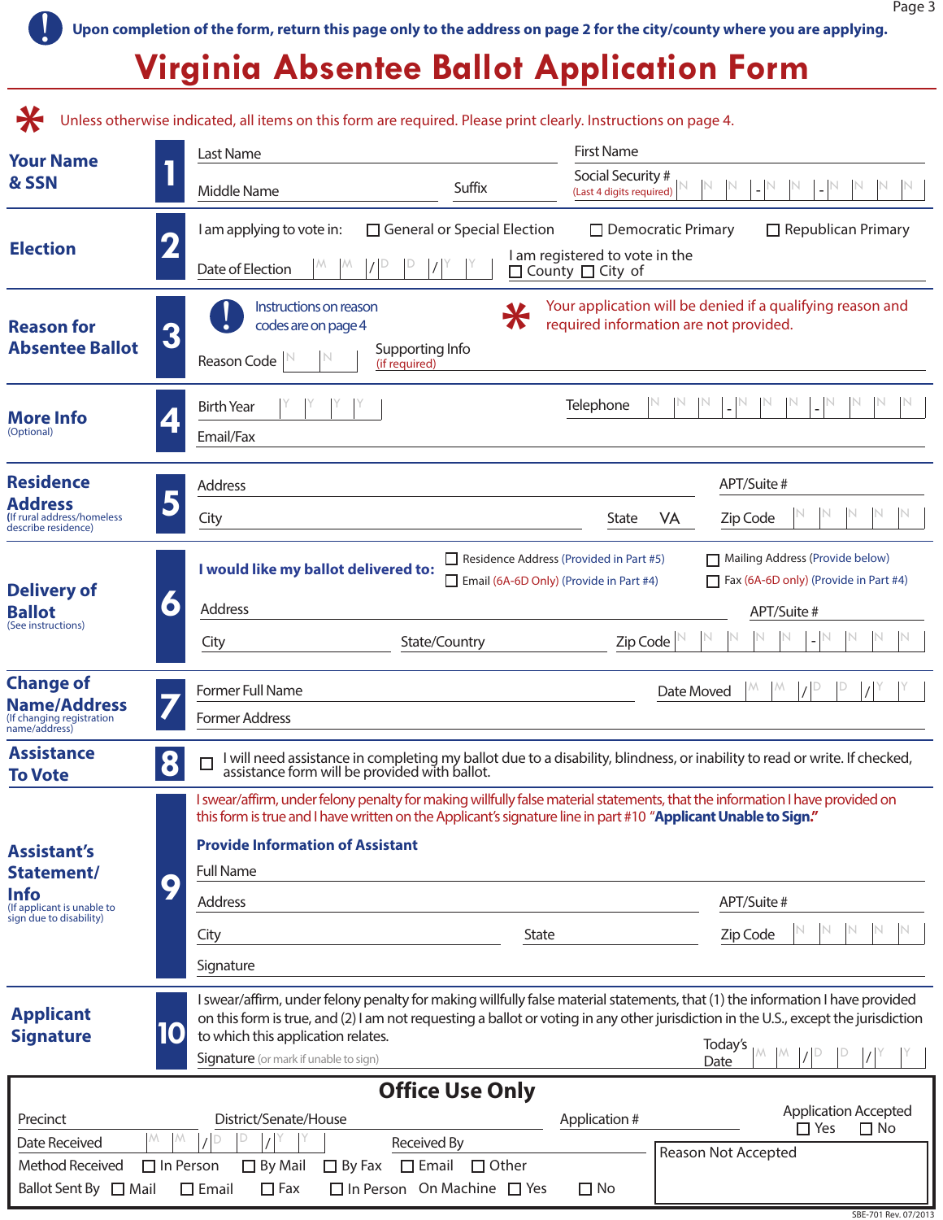Upon completion of the form, return this page only to the address on page 2 for the city/county where you are applying.

# Virginia Absentee Ballot Application Form

\* Unless otherwise indicated, all items on this form are required. Please print clearly. Instructions on page 4.

## 1 Your Name & SSN

Last Name ______ First Name ______

Middle Name ______ Suffix ______ Social Security # (Last 4 digits required) N N N - N N - N N N N

## 2 Election

I am applying to vote in: ☐ General or Special Election ☐ Democratic Primary ☐ Republican Primary

Date of Election M M / D D / Y Y

I am registered to vote in the ☐ County ☐ City of ______

## 3 Reason for Absentee Ballot

Instructions on reason codes are on page 4

\* Your application will be denied if a qualifying reason and required information are not provided.

Reason Code N N Supporting Info (if required) ______

## 4 More Info (Optional)

Birth Year Y Y Y Y Telephone N N N - N N N - N N N N

Email/Fax ______

## 5 Residence Address (If rural address/homeless describe residence)

Address ______ APT/Suite # ______

City ______ State VA Zip Code N N N N N

## 6 Delivery of Ballot (See instructions)

**I would like my ballot delivered to:** ☐ Residence Address (Provided in Part #5) ☐ Mailing Address (Provide below) ☐ Email (6A-6D Only) (Provide in Part #4) ☐ Fax (6A-6D only) (Provide in Part #4)

Address ______ APT/Suite # ______

City ______ State/Country ______ Zip Code N N N N N - N N N N

## 7 Change of Name/Address (If changing registration name/address)

Former Full Name ______ Date Moved M M / D D / Y Y

Former Address ______

## 8 Assistance To Vote

☐ I will need assistance in completing my ballot due to a disability, blindness, or inability to read or write. If checked, assistance form will be provided with ballot.

## 9 Assistant's Statement/Info (If applicant is unable to sign due to disability)

I swear/affirm, under felony penalty for making willfully false material statements, that the information I have provided on this form is true and I have written on the Applicant's signature line in part #10 "**Applicant Unable to Sign.**"

**Provide Information of Assistant**

Full Name ______

Address ______ APT/Suite # ______

City ______ State ______ Zip Code N N N N N

Signature ______

## 10 Applicant Signature

I swear/affirm, under felony penalty for making willfully false material statements, that (1) the information I have provided on this form is true, and (2) I am not requesting a ballot or voting in any other jurisdiction in the U.S., except the jurisdiction to which this application relates.

Signature (or mark if unable to sign) ______ Today's Date M M / D D / Y Y

## Office Use Only

Precinct ______ District/Senate/House ______ Application # ______

Application Accepted ☐ Yes ☐ No

Date Received M M / D D / Y Y Received By ______

Method Received ☐ In Person ☐ By Mail ☐ By Fax ☐ Email ☐ Other

Reason Not Accepted ______

Ballot Sent By ☐ Mail ☐ Email ☐ Fax ☐ In Person On Machine ☐ Yes ☐ No

SBE-701 Rev. 07/2013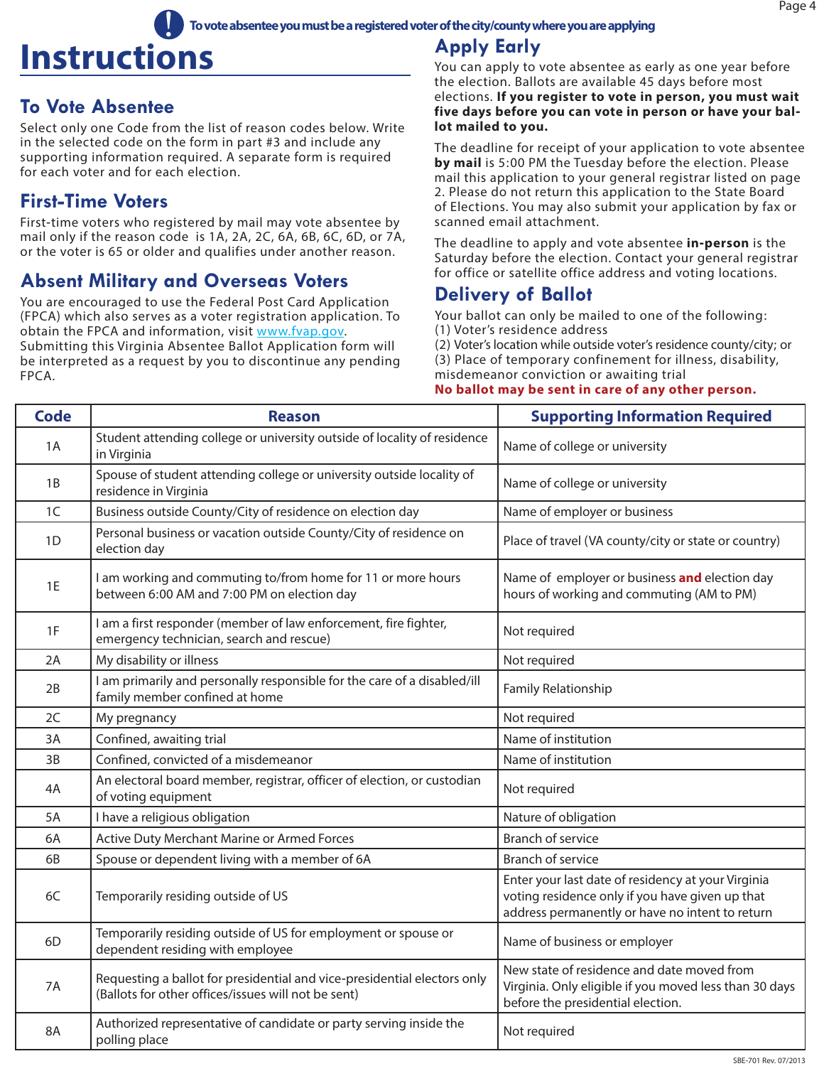**To vote absentee you must be a registered voter of the city/county where you are applying**

# Instructions

## To Vote Absentee

Select only one Code from the list of reason codes below. Write in the selected code on the form in part #3 and include any supporting information required. A separate form is required for each voter and for each election.

## First-Time Voters

First-time voters who registered by mail may vote absentee by mail only if the reason code is 1A, 2A, 2C, 6A, 6B, 6C, 6D, or 7A, or the voter is 65 or older and qualifies under another reason.

## Absent Military and Overseas Voters

You are encouraged to use the Federal Post Card Application (FPCA) which also serves as a voter registration application. To obtain the FPCA and information, visit www.fvap.gov. Submitting this Virginia Absentee Ballot Application form will be interpreted as a request by you to discontinue any pending FPCA.

## Apply Early

You can apply to vote absentee as early as one year before the election. Ballots are available 45 days before most elections. **If you register to vote in person, you must wait five days before you can vote in person or have your ballot mailed to you.**

The deadline for receipt of your application to vote absentee **by mail** is 5:00 PM the Tuesday before the election. Please mail this application to your general registrar listed on page 2. Please do not return this application to the State Board of Elections. You may also submit your application by fax or scanned email attachment.

The deadline to apply and vote absentee **in-person** is the Saturday before the election. Contact your general registrar for office or satellite office address and voting locations.

## Delivery of Ballot

Your ballot can only be mailed to one of the following:
(1) Voter's residence address
(2) Voter's location while outside voter's residence county/city; or
(3) Place of temporary confinement for illness, disability, misdemeanor conviction or awaiting trial

**No ballot may be sent in care of any other person.**

| Code | Reason | Supporting Information Required |
|---|---|---|
| 1A | Student attending college or university outside of locality of residence in Virginia | Name of college or university |
| 1B | Spouse of student attending college or university outside locality of residence in Virginia | Name of college or university |
| 1C | Business outside County/City of residence on election day | Name of employer or business |
| 1D | Personal business or vacation outside County/City of residence on election day | Place of travel (VA county/city or state or country) |
| 1E | I am working and commuting to/from home for 11 or more hours between 6:00 AM and 7:00 PM on election day | Name of employer or business **and** election day hours of working and commuting (AM to PM) |
| 1F | I am a first responder (member of law enforcement, fire fighter, emergency technician, search and rescue) | Not required |
| 2A | My disability or illness | Not required |
| 2B | I am primarily and personally responsible for the care of a disabled/ill family member confined at home | Family Relationship |
| 2C | My pregnancy | Not required |
| 3A | Confined, awaiting trial | Name of institution |
| 3B | Confined, convicted of a misdemeanor | Name of institution |
| 4A | An electoral board member, registrar, officer of election, or custodian of voting equipment | Not required |
| 5A | I have a religious obligation | Nature of obligation |
| 6A | Active Duty Merchant Marine or Armed Forces | Branch of service |
| 6B | Spouse or dependent living with a member of 6A | Branch of service |
| 6C | Temporarily residing outside of US | Enter your last date of residency at your Virginia voting residence only if you have given up that address permanently or have no intent to return |
| 6D | Temporarily residing outside of US for employment or spouse or dependent residing with employee | Name of business or employer |
| 7A | Requesting a ballot for presidential and vice-presidential electors only (Ballots for other offices/issues will not be sent) | New state of residence and date moved from Virginia. Only eligible if you moved less than 30 days before the presidential election. |
| 8A | Authorized representative of candidate or party serving inside the polling place | Not required |

SBE-701 Rev. 07/2013